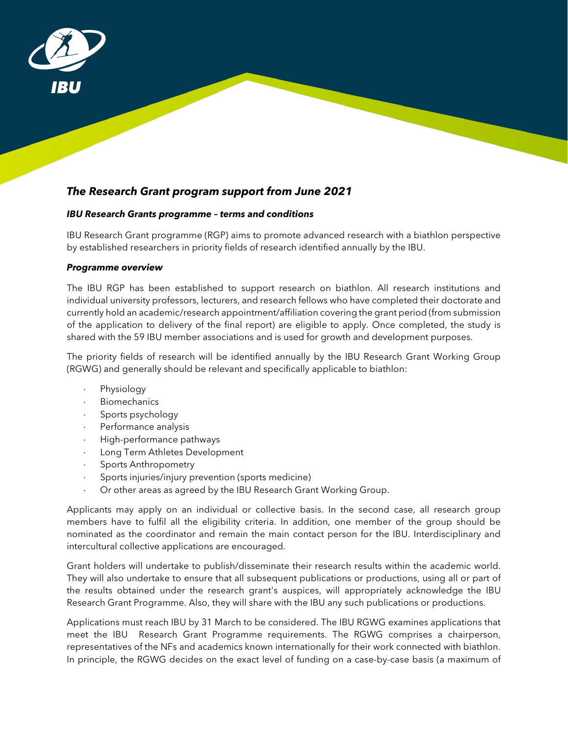## *The Research Grant program support from June 2021*

### *IBU Research Grants programme – terms and conditions*

IBU Research Grant programme (RGP) aims to promote advanced research with a biathlon perspective by established researchers in priority fields of research identified annually by the IBU.

### *Programme overview*

The IBU RGP has been established to support research on biathlon. All research institutions and individual university professors, lecturers, and research fellows who have completed their doctorate and currently hold an academic/research appointment/affiliation covering the grant period (from submission of the application to delivery of the final report) are eligible to apply. Once completed, the study is shared with the 59 IBU member associations and is used for growth and development purposes.

The priority fields of research will be identified annually by the IBU Research Grant Working Group (RGWG) and generally should be relevant and specifically applicable to biathlon:

- Physiology
- Biomechanics
- Sports psychology
- Performance analysis
- High-performance pathways
- Long Term Athletes Development
- Sports Anthropometry
- Sports injuries/injury prevention (sports medicine)
- Or other areas as agreed by the IBU Research Grant Working Group.

Applicants may apply on an individual or collective basis. In the second case, all research group members have to fulfil all the eligibility criteria. In addition, one member of the group should be nominated as the coordinator and remain the main contact person for the IBU. Interdisciplinary and intercultural collective applications are encouraged.

Grant holders will undertake to publish/disseminate their research results within the academic world. They will also undertake to ensure that all subsequent publications or productions, using all or part of the results obtained under the research grant's auspices, will appropriately acknowledge the IBU Research Grant Programme. Also, they will share with the IBU any such publications or productions.

Applications must reach IBU by 31 March to be considered. The IBU RGWG examines applications that meet the IBU Research Grant Programme requirements. The RGWG comprises a chairperson, representatives of the NFs and academics known internationally for their work connected with biathlon. In principle, the RGWG decides on the exact level of funding on a case-by-case basis (a maximum of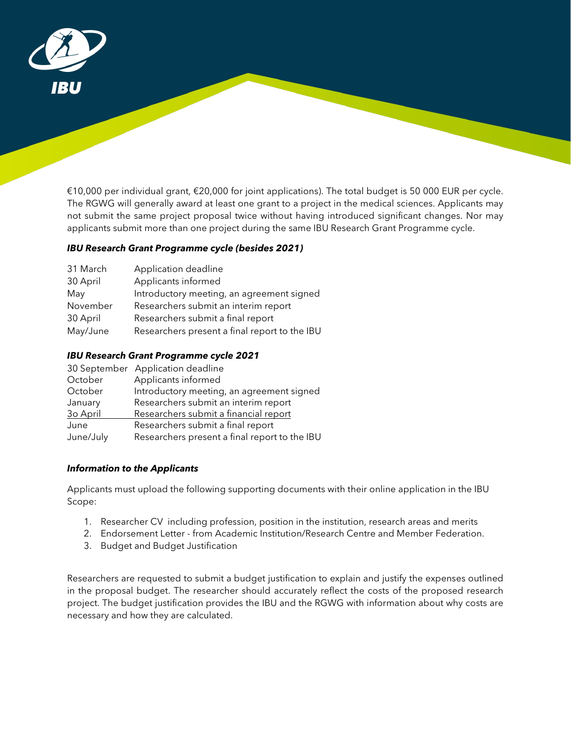€10,000 per individual grant, €20,000 for joint applications). The total budget is 50 000 EUR per cycle. The RGWG will generally award at least one grant to a project in the medical sciences. Applicants may not submit the same project proposal twice without having introduced significant changes. Nor may applicants submit more than one project during the same IBU Research Grant Programme cycle.

***IBU Research Grant Programme cycle (besides 2021)***

| | |
|---|---|
| 31 March | Application deadline |
| 30 April | Applicants informed |
| May | Introductory meeting, an agreement signed |
| November | Researchers submit an interim report |
| 30 April | Researchers submit a final report |
| May/June | Researchers present a final report to the IBU |

***IBU Research Grant Programme cycle 2021***

| | |
|---|---|
| 30 September | Application deadline |
| October | Applicants informed |
| October | Introductory meeting, an agreement signed |
| January | Researchers submit an interim report |
| 3o April | Researchers submit a financial report |
| June | Researchers submit a final report |
| June/July | Researchers present a final report to the IBU |

***Information to the Applicants***

Applicants must upload the following supporting documents with their online application in the IBU Scope:

1. Researcher CV including profession, position in the institution, research areas and merits
2. Endorsement Letter - from Academic Institution/Research Centre and Member Federation.
3. Budget and Budget Justification

Researchers are requested to submit a budget justification to explain and justify the expenses outlined in the proposal budget. The researcher should accurately reflect the costs of the proposed research project. The budget justification provides the IBU and the RGWG with information about why costs are necessary and how they are calculated.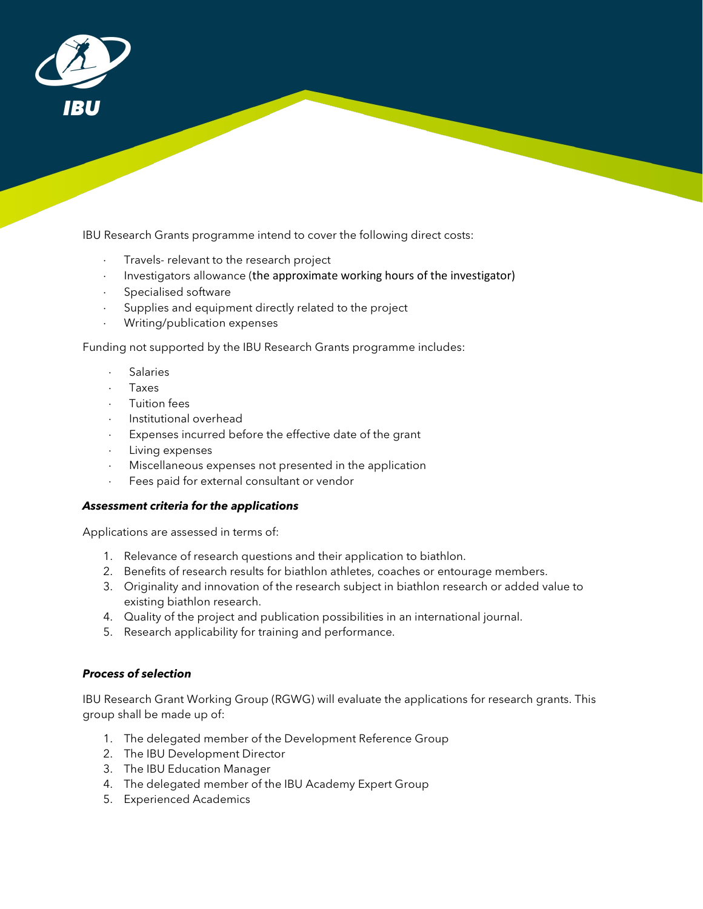IBU Research Grants programme intend to cover the following direct costs:

- Travels- relevant to the research project
- Investigators allowance (the approximate working hours of the investigator)
- Specialised software
- Supplies and equipment directly related to the project
- Writing/publication expenses

Funding not supported by the IBU Research Grants programme includes:

- Salaries
- Taxes
- Tuition fees
- Institutional overhead
- Expenses incurred before the effective date of the grant
- Living expenses
- Miscellaneous expenses not presented in the application
- Fees paid for external consultant or vendor

***Assessment criteria for the applications***

Applications are assessed in terms of:

1. Relevance of research questions and their application to biathlon.
2. Benefits of research results for biathlon athletes, coaches or entourage members.
3. Originality and innovation of the research subject in biathlon research or added value to existing biathlon research.
4. Quality of the project and publication possibilities in an international journal.
5. Research applicability for training and performance.

***Process of selection***

IBU Research Grant Working Group (RGWG) will evaluate the applications for research grants. This group shall be made up of:

1. The delegated member of the Development Reference Group
2. The IBU Development Director
3. The IBU Education Manager
4. The delegated member of the IBU Academy Expert Group
5. Experienced Academics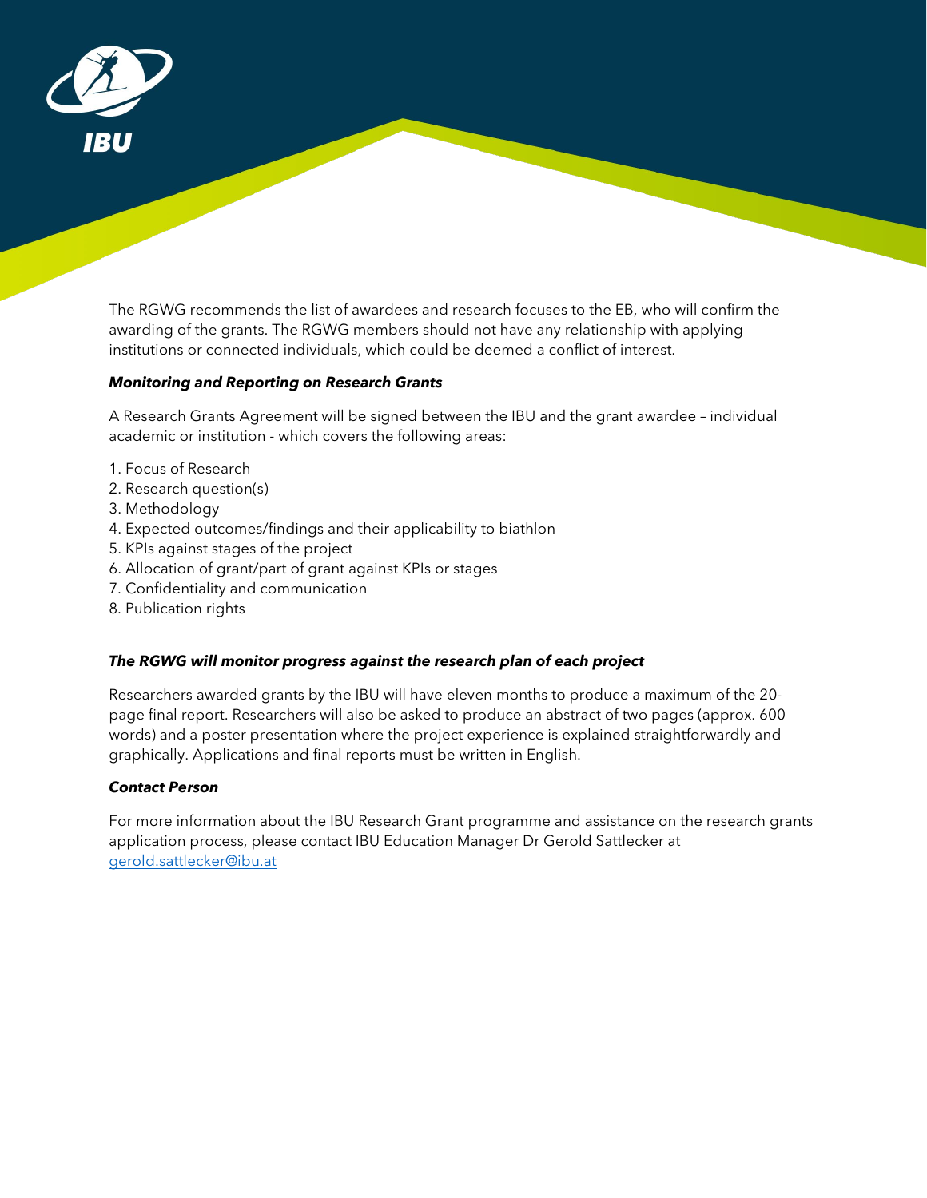The RGWG recommends the list of awardees and research focuses to the EB, who will confirm the awarding of the grants. The RGWG members should not have any relationship with applying institutions or connected individuals, which could be deemed a conflict of interest.

***Monitoring and Reporting on Research Grants***

A Research Grants Agreement will be signed between the IBU and the grant awardee – individual academic or institution - which covers the following areas:

1. Focus of Research
2. Research question(s)
3. Methodology
4. Expected outcomes/findings and their applicability to biathlon
5. KPIs against stages of the project
6. Allocation of grant/part of grant against KPIs or stages
7. Confidentiality and communication
8. Publication rights

***The RGWG will monitor progress against the research plan of each project***

Researchers awarded grants by the IBU will have eleven months to produce a maximum of the 20-page final report. Researchers will also be asked to produce an abstract of two pages (approx. 600 words) and a poster presentation where the project experience is explained straightforwardly and graphically. Applications and final reports must be written in English.

***Contact Person***

For more information about the IBU Research Grant programme and assistance on the research grants application process, please contact IBU Education Manager Dr Gerold Sattlecker at [gerold.sattlecker@ibu.at](mailto:gerold.sattlecker@ibu.at)